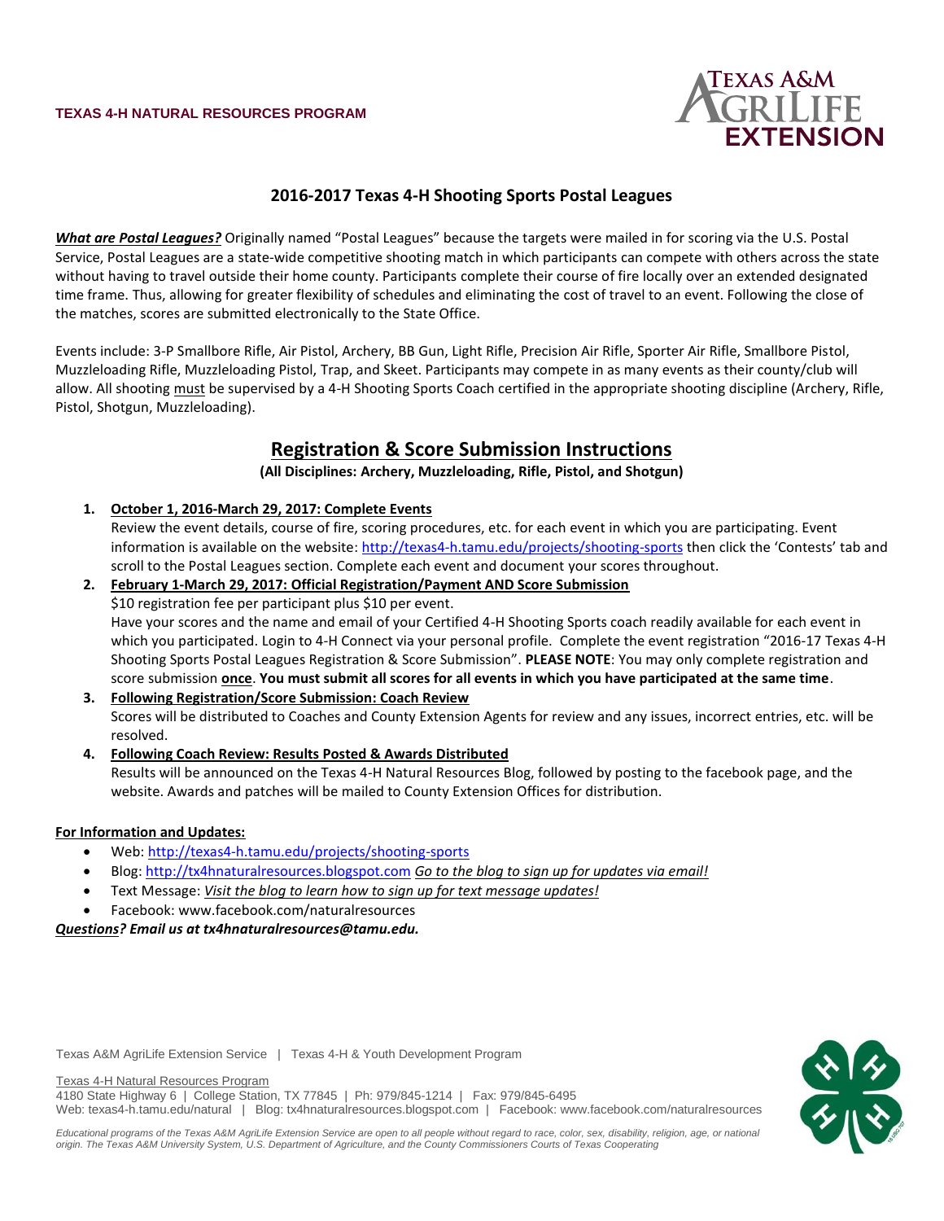**TEXAS 4-H NATURAL RESOURCES PROGRAM**

# 2016-2017 Texas 4-H Shooting Sports Postal Leagues

***What are Postal Leagues?*** Originally named "Postal Leagues" because the targets were mailed in for scoring via the U.S. Postal Service, Postal Leagues are a state-wide competitive shooting match in which participants can compete with others across the state without having to travel outside their home county. Participants complete their course of fire locally over an extended designated time frame. Thus, allowing for greater flexibility of schedules and eliminating the cost of travel to an event. Following the close of the matches, scores are submitted electronically to the State Office.

Events include: 3-P Smallbore Rifle, Air Pistol, Archery, BB Gun, Light Rifle, Precision Air Rifle, Sporter Air Rifle, Smallbore Pistol, Muzzleloading Rifle, Muzzleloading Pistol, Trap, and Skeet. Participants may compete in as many events as their county/club will allow. All shooting must be supervised by a 4-H Shooting Sports Coach certified in the appropriate shooting discipline (Archery, Rifle, Pistol, Shotgun, Muzzleloading).

## Registration & Score Submission Instructions

**(All Disciplines: Archery, Muzzleloading, Rifle, Pistol, and Shotgun)**

1. **October 1, 2016-March 29, 2017: Complete Events**
   Review the event details, course of fire, scoring procedures, etc. for each event in which you are participating. Event information is available on the website: http://texas4-h.tamu.edu/projects/shooting-sports then click the 'Contests' tab and scroll to the Postal Leagues section. Complete each event and document your scores throughout.
2. **February 1-March 29, 2017: Official Registration/Payment AND Score Submission**
   $10 registration fee per participant plus $10 per event.
   Have your scores and the name and email of your Certified 4-H Shooting Sports coach readily available for each event in which you participated. Login to 4-H Connect via your personal profile. Complete the event registration "2016-17 Texas 4-H Shooting Sports Postal Leagues Registration & Score Submission". **PLEASE NOTE**: You may only complete registration and score submission **once**. **You must submit all scores for all events in which you have participated at the same time**.
3. **Following Registration/Score Submission: Coach Review**
   Scores will be distributed to Coaches and County Extension Agents for review and any issues, incorrect entries, etc. will be resolved.
4. **Following Coach Review: Results Posted & Awards Distributed**
   Results will be announced on the Texas 4-H Natural Resources Blog, followed by posting to the facebook page, and the website. Awards and patches will be mailed to County Extension Offices for distribution.

**For Information and Updates:**

- Web: http://texas4-h.tamu.edu/projects/shooting-sports
- Blog: http://tx4hnaturalresources.blogspot.com *Go to the blog to sign up for updates via email!*
- Text Message: *Visit the blog to learn how to sign up for text message updates!*
- Facebook: www.facebook.com/naturalresources

***Questions? Email us at tx4hnaturalresources@tamu.edu.***

Texas A&M AgriLife Extension Service | Texas 4-H & Youth Development Program

Texas 4-H Natural Resources Program
4180 State Highway 6 | College Station, TX 77845 | Ph: 979/845-1214 | Fax: 979/845-6495
Web: texas4-h.tamu.edu/natural | Blog: tx4hnaturalresources.blogspot.com | Facebook: www.facebook.com/naturalresources

*Educational programs of the Texas A&M AgriLife Extension Service are open to all people without regard to race, color, sex, disability, religion, age, or national origin. The Texas A&M University System, U.S. Department of Agriculture, and the County Commissioners Courts of Texas Cooperating*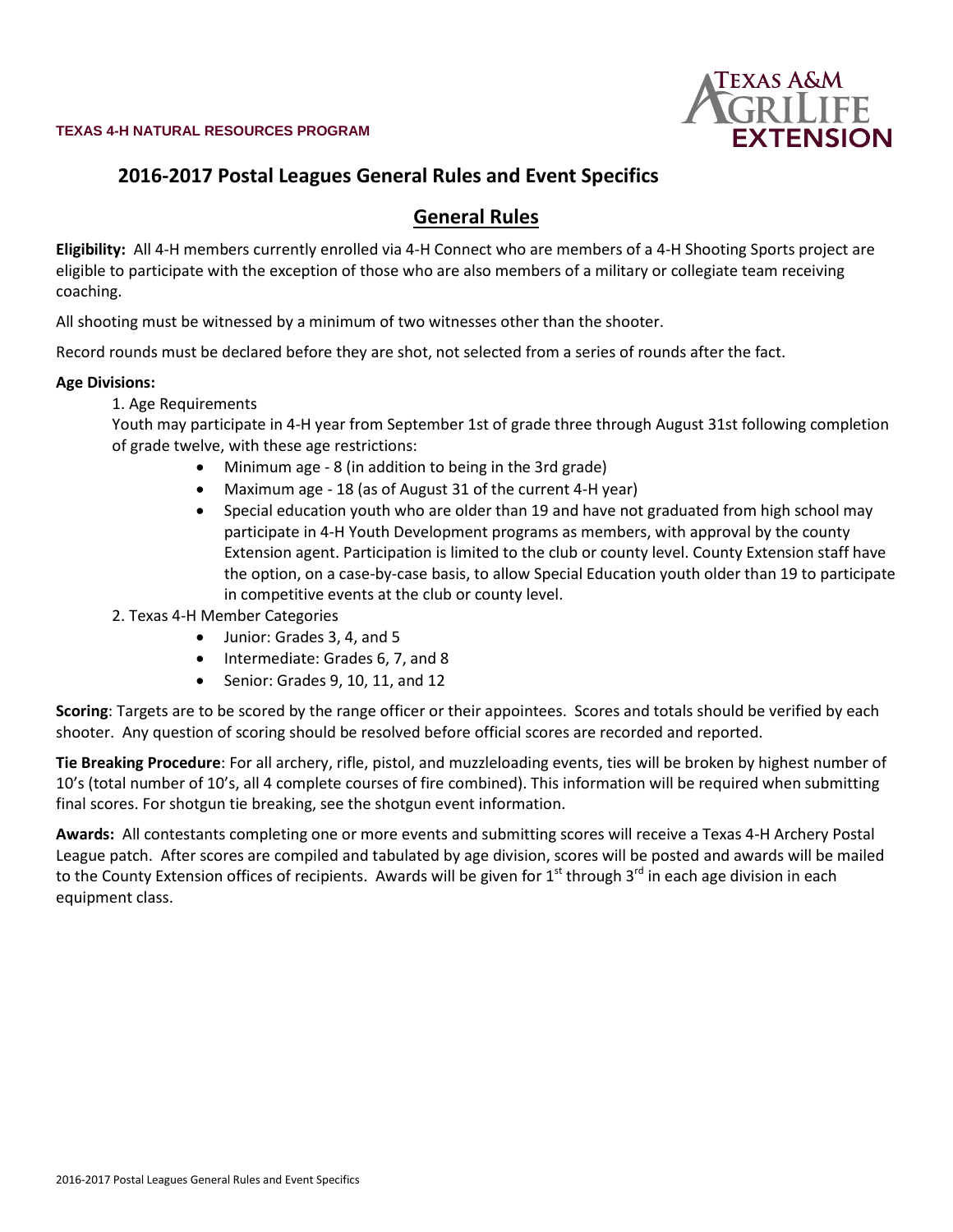TEXAS 4-H NATURAL RESOURCES PROGRAM

## 2016-2017 Postal Leagues General Rules and Event Specifics

### General Rules

**Eligibility:** All 4-H members currently enrolled via 4-H Connect who are members of a 4-H Shooting Sports project are eligible to participate with the exception of those who are also members of a military or collegiate team receiving coaching.

All shooting must be witnessed by a minimum of two witnesses other than the shooter.

Record rounds must be declared before they are shot, not selected from a series of rounds after the fact.

**Age Divisions:**

1. Age Requirements

   Youth may participate in 4-H year from September 1st of grade three through August 31st following completion of grade twelve, with these age restrictions:

   - Minimum age - 8 (in addition to being in the 3rd grade)
   - Maximum age - 18 (as of August 31 of the current 4-H year)
   - Special education youth who are older than 19 and have not graduated from high school may participate in 4-H Youth Development programs as members, with approval by the county Extension agent. Participation is limited to the club or county level. County Extension staff have the option, on a case-by-case basis, to allow Special Education youth older than 19 to participate in competitive events at the club or county level.

2. Texas 4-H Member Categories

   - Junior: Grades 3, 4, and 5
   - Intermediate: Grades 6, 7, and 8
   - Senior: Grades 9, 10, 11, and 12

**Scoring**: Targets are to be scored by the range officer or their appointees. Scores and totals should be verified by each shooter. Any question of scoring should be resolved before official scores are recorded and reported.

**Tie Breaking Procedure**: For all archery, rifle, pistol, and muzzleloading events, ties will be broken by highest number of 10's (total number of 10's, all 4 complete courses of fire combined). This information will be required when submitting final scores. For shotgun tie breaking, see the shotgun event information.

**Awards:** All contestants completing one or more events and submitting scores will receive a Texas 4-H Archery Postal League patch. After scores are compiled and tabulated by age division, scores will be posted and awards will be mailed to the County Extension offices of recipients. Awards will be given for 1st through 3rd in each age division in each equipment class.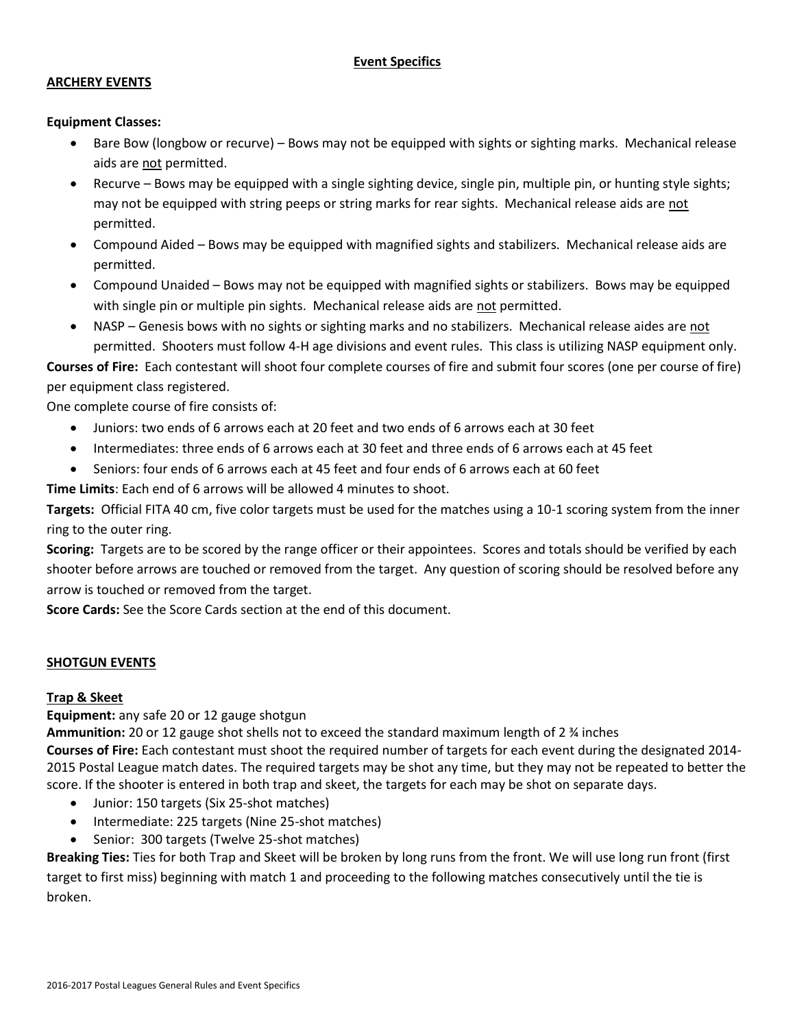## Event Specifics

### ARCHERY EVENTS

**Equipment Classes:**

- Bare Bow (longbow or recurve) – Bows may not be equipped with sights or sighting marks. Mechanical release aids are not permitted.
- Recurve – Bows may be equipped with a single sighting device, single pin, multiple pin, or hunting style sights; may not be equipped with string peeps or string marks for rear sights. Mechanical release aids are not permitted.
- Compound Aided – Bows may be equipped with magnified sights and stabilizers. Mechanical release aids are permitted.
- Compound Unaided – Bows may not be equipped with magnified sights or stabilizers. Bows may be equipped with single pin or multiple pin sights. Mechanical release aids are not permitted.
- NASP – Genesis bows with no sights or sighting marks and no stabilizers. Mechanical release aides are not permitted. Shooters must follow 4-H age divisions and event rules. This class is utilizing NASP equipment only.

**Courses of Fire:** Each contestant will shoot four complete courses of fire and submit four scores (one per course of fire) per equipment class registered.

One complete course of fire consists of:

- Juniors: two ends of 6 arrows each at 20 feet and two ends of 6 arrows each at 30 feet
- Intermediates: three ends of 6 arrows each at 30 feet and three ends of 6 arrows each at 45 feet
- Seniors: four ends of 6 arrows each at 45 feet and four ends of 6 arrows each at 60 feet

**Time Limits**: Each end of 6 arrows will be allowed 4 minutes to shoot.

**Targets:** Official FITA 40 cm, five color targets must be used for the matches using a 10-1 scoring system from the inner ring to the outer ring.

**Scoring:** Targets are to be scored by the range officer or their appointees. Scores and totals should be verified by each shooter before arrows are touched or removed from the target. Any question of scoring should be resolved before any arrow is touched or removed from the target.

**Score Cards:** See the Score Cards section at the end of this document.

### SHOTGUN EVENTS

#### Trap & Skeet

**Equipment:** any safe 20 or 12 gauge shotgun

**Ammunition:** 20 or 12 gauge shot shells not to exceed the standard maximum length of 2 ¾ inches

**Courses of Fire:** Each contestant must shoot the required number of targets for each event during the designated 2014-2015 Postal League match dates. The required targets may be shot any time, but they may not be repeated to better the score. If the shooter is entered in both trap and skeet, the targets for each may be shot on separate days.

- Junior: 150 targets (Six 25-shot matches)
- Intermediate: 225 targets (Nine 25-shot matches)
- Senior: 300 targets (Twelve 25-shot matches)

**Breaking Ties:** Ties for both Trap and Skeet will be broken by long runs from the front. We will use long run front (first target to first miss) beginning with match 1 and proceeding to the following matches consecutively until the tie is broken.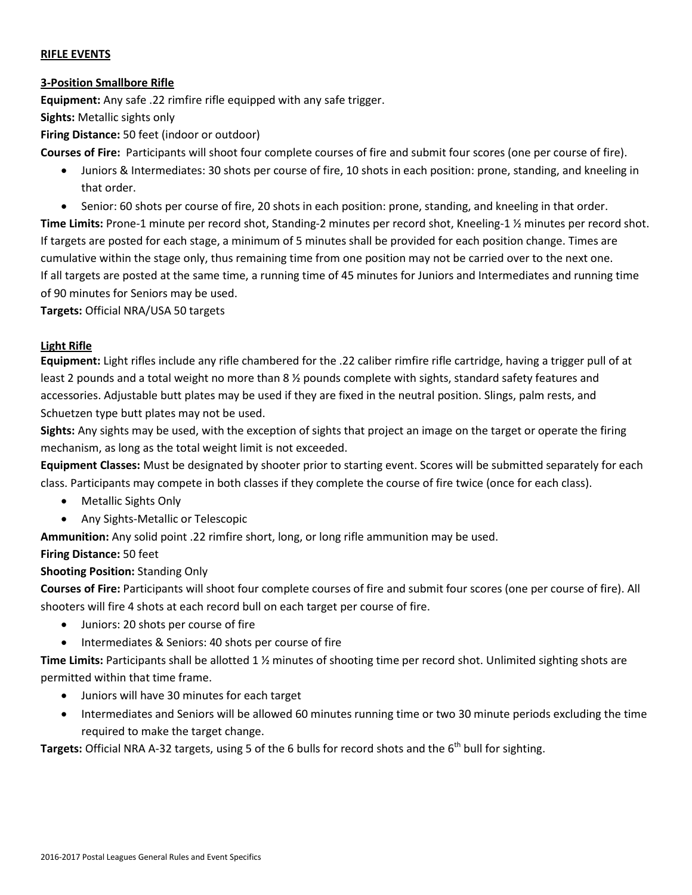## RIFLE EVENTS

### 3-Position Smallbore Rifle

**Equipment:** Any safe .22 rimfire rifle equipped with any safe trigger.

**Sights:** Metallic sights only

**Firing Distance:** 50 feet (indoor or outdoor)

**Courses of Fire:** Participants will shoot four complete courses of fire and submit four scores (one per course of fire).

- Juniors & Intermediates: 30 shots per course of fire, 10 shots in each position: prone, standing, and kneeling in that order.
- Senior: 60 shots per course of fire, 20 shots in each position: prone, standing, and kneeling in that order.

**Time Limits:** Prone-1 minute per record shot, Standing-2 minutes per record shot, Kneeling-1 ½ minutes per record shot. If targets are posted for each stage, a minimum of 5 minutes shall be provided for each position change. Times are cumulative within the stage only, thus remaining time from one position may not be carried over to the next one. If all targets are posted at the same time, a running time of 45 minutes for Juniors and Intermediates and running time of 90 minutes for Seniors may be used.

**Targets:** Official NRA/USA 50 targets

### Light Rifle

**Equipment:** Light rifles include any rifle chambered for the .22 caliber rimfire rifle cartridge, having a trigger pull of at least 2 pounds and a total weight no more than 8 ½ pounds complete with sights, standard safety features and accessories. Adjustable butt plates may be used if they are fixed in the neutral position. Slings, palm rests, and Schuetzen type butt plates may not be used.

**Sights:** Any sights may be used, with the exception of sights that project an image on the target or operate the firing mechanism, as long as the total weight limit is not exceeded.

**Equipment Classes:** Must be designated by shooter prior to starting event. Scores will be submitted separately for each class. Participants may compete in both classes if they complete the course of fire twice (once for each class).

- Metallic Sights Only
- Any Sights-Metallic or Telescopic

**Ammunition:** Any solid point .22 rimfire short, long, or long rifle ammunition may be used.

**Firing Distance:** 50 feet

**Shooting Position:** Standing Only

**Courses of Fire:** Participants will shoot four complete courses of fire and submit four scores (one per course of fire). All shooters will fire 4 shots at each record bull on each target per course of fire.

- Juniors: 20 shots per course of fire
- Intermediates & Seniors: 40 shots per course of fire

**Time Limits:** Participants shall be allotted 1 ½ minutes of shooting time per record shot. Unlimited sighting shots are permitted within that time frame.

- Juniors will have 30 minutes for each target
- Intermediates and Seniors will be allowed 60 minutes running time or two 30 minute periods excluding the time required to make the target change.

**Targets:** Official NRA A-32 targets, using 5 of the 6 bulls for record shots and the 6th bull for sighting.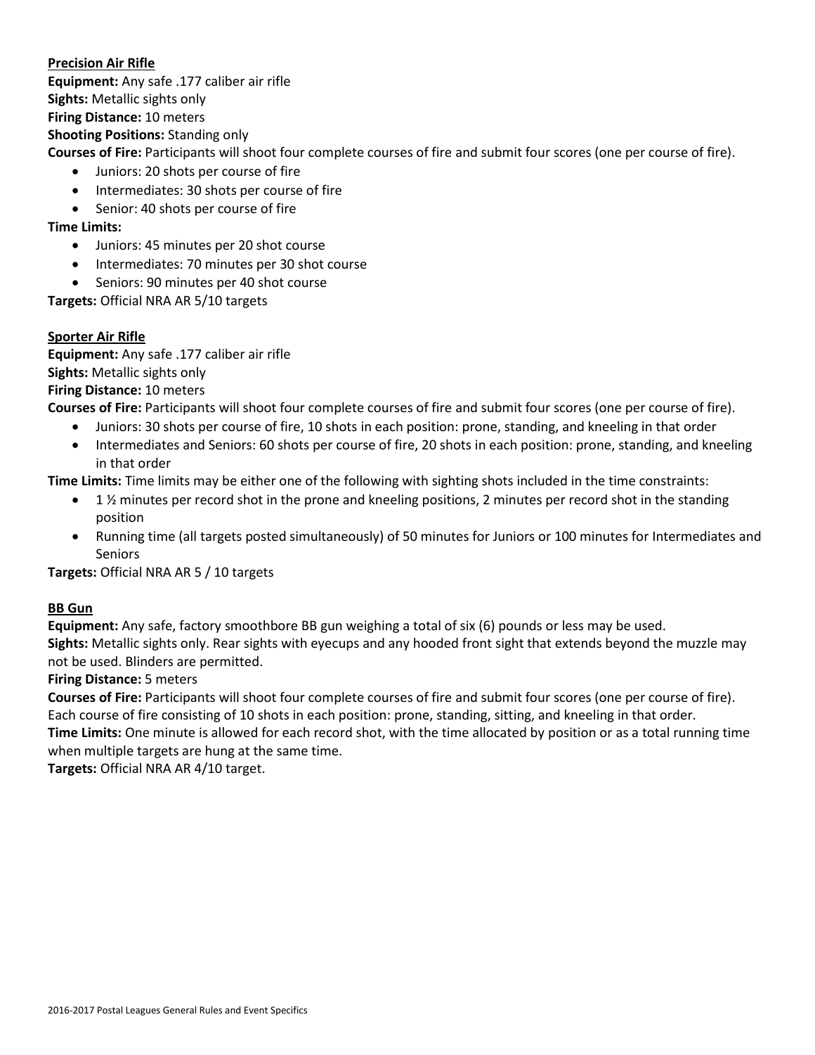**Precision Air Rifle**

**Equipment:** Any safe .177 caliber air rifle
**Sights:** Metallic sights only
**Firing Distance:** 10 meters
**Shooting Positions:** Standing only
**Courses of Fire:** Participants will shoot four complete courses of fire and submit four scores (one per course of fire).

- Juniors: 20 shots per course of fire
- Intermediates: 30 shots per course of fire
- Senior: 40 shots per course of fire

**Time Limits:**

- Juniors: 45 minutes per 20 shot course
- Intermediates: 70 minutes per 30 shot course
- Seniors: 90 minutes per 40 shot course

**Targets:** Official NRA AR 5/10 targets

**Sporter Air Rifle**

**Equipment:** Any safe .177 caliber air rifle
**Sights:** Metallic sights only
**Firing Distance:** 10 meters
**Courses of Fire:** Participants will shoot four complete courses of fire and submit four scores (one per course of fire).

- Juniors: 30 shots per course of fire, 10 shots in each position: prone, standing, and kneeling in that order
- Intermediates and Seniors: 60 shots per course of fire, 20 shots in each position: prone, standing, and kneeling in that order

**Time Limits:** Time limits may be either one of the following with sighting shots included in the time constraints:

- 1 ½ minutes per record shot in the prone and kneeling positions, 2 minutes per record shot in the standing position
- Running time (all targets posted simultaneously) of 50 minutes for Juniors or 100 minutes for Intermediates and Seniors

**Targets:** Official NRA AR 5 / 10 targets

**BB Gun**

**Equipment:** Any safe, factory smoothbore BB gun weighing a total of six (6) pounds or less may be used.
**Sights:** Metallic sights only. Rear sights with eyecups and any hooded front sight that extends beyond the muzzle may not be used. Blinders are permitted.
**Firing Distance:** 5 meters
**Courses of Fire:** Participants will shoot four complete courses of fire and submit four scores (one per course of fire). Each course of fire consisting of 10 shots in each position: prone, standing, sitting, and kneeling in that order.
**Time Limits:** One minute is allowed for each record shot, with the time allocated by position or as a total running time when multiple targets are hung at the same time.
**Targets:** Official NRA AR 4/10 target.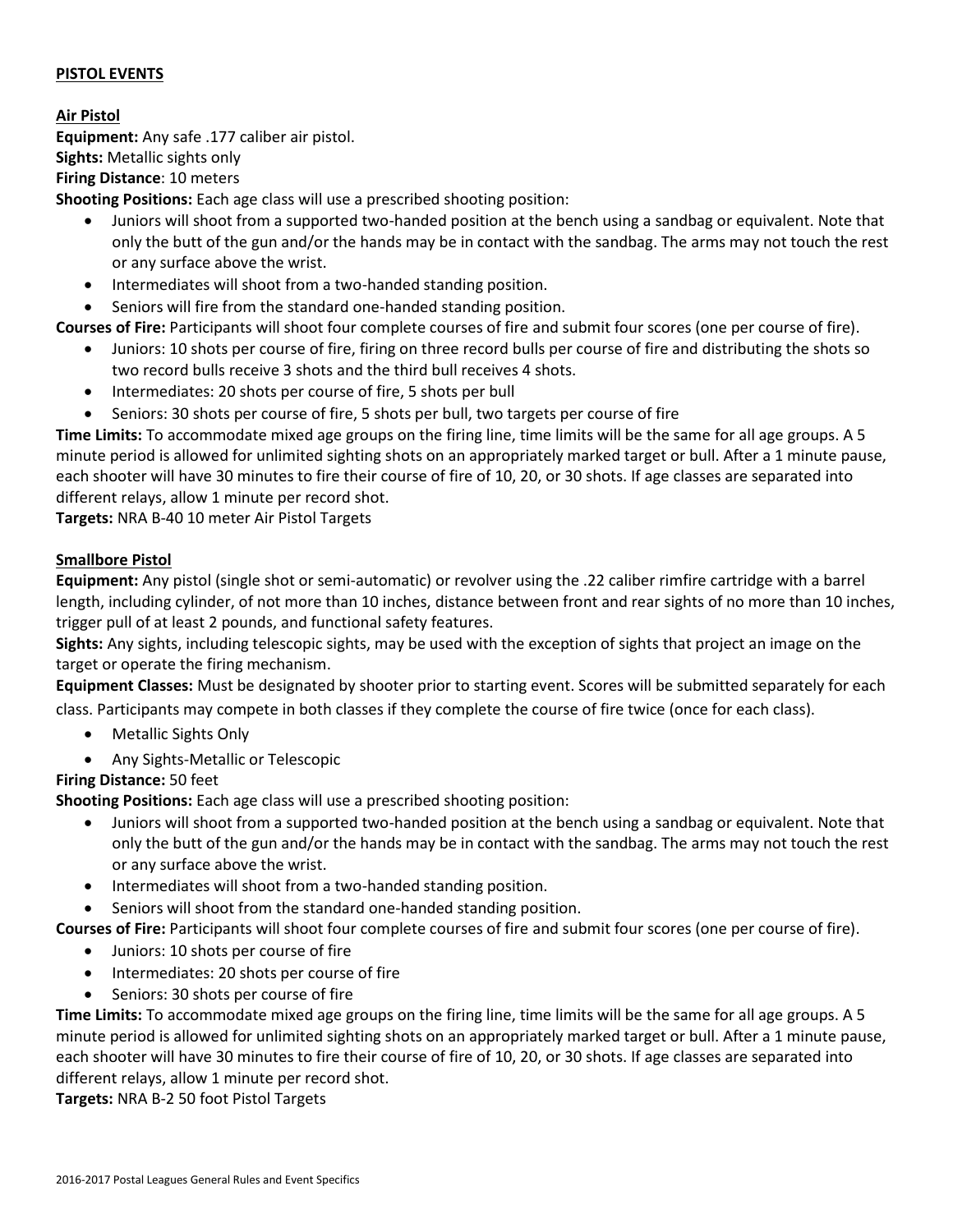## PISTOL EVENTS

### Air Pistol

**Equipment:** Any safe .177 caliber air pistol.
**Sights:** Metallic sights only
**Firing Distance**: 10 meters
**Shooting Positions:** Each age class will use a prescribed shooting position:

- Juniors will shoot from a supported two-handed position at the bench using a sandbag or equivalent. Note that only the butt of the gun and/or the hands may be in contact with the sandbag. The arms may not touch the rest or any surface above the wrist.
- Intermediates will shoot from a two-handed standing position.
- Seniors will fire from the standard one-handed standing position.

**Courses of Fire:** Participants will shoot four complete courses of fire and submit four scores (one per course of fire).

- Juniors: 10 shots per course of fire, firing on three record bulls per course of fire and distributing the shots so two record bulls receive 3 shots and the third bull receives 4 shots.
- Intermediates: 20 shots per course of fire, 5 shots per bull
- Seniors: 30 shots per course of fire, 5 shots per bull, two targets per course of fire

**Time Limits:** To accommodate mixed age groups on the firing line, time limits will be the same for all age groups. A 5 minute period is allowed for unlimited sighting shots on an appropriately marked target or bull. After a 1 minute pause, each shooter will have 30 minutes to fire their course of fire of 10, 20, or 30 shots. If age classes are separated into different relays, allow 1 minute per record shot.
**Targets:** NRA B-40 10 meter Air Pistol Targets

### Smallbore Pistol

**Equipment:** Any pistol (single shot or semi-automatic) or revolver using the .22 caliber rimfire cartridge with a barrel length, including cylinder, of not more than 10 inches, distance between front and rear sights of no more than 10 inches, trigger pull of at least 2 pounds, and functional safety features.
**Sights:** Any sights, including telescopic sights, may be used with the exception of sights that project an image on the target or operate the firing mechanism.
**Equipment Classes:** Must be designated by shooter prior to starting event. Scores will be submitted separately for each class. Participants may compete in both classes if they complete the course of fire twice (once for each class).

- Metallic Sights Only
- Any Sights-Metallic or Telescopic

**Firing Distance:** 50 feet
**Shooting Positions:** Each age class will use a prescribed shooting position:

- Juniors will shoot from a supported two-handed position at the bench using a sandbag or equivalent. Note that only the butt of the gun and/or the hands may be in contact with the sandbag. The arms may not touch the rest or any surface above the wrist.
- Intermediates will shoot from a two-handed standing position.
- Seniors will shoot from the standard one-handed standing position.

**Courses of Fire:** Participants will shoot four complete courses of fire and submit four scores (one per course of fire).

- Juniors: 10 shots per course of fire
- Intermediates: 20 shots per course of fire
- Seniors: 30 shots per course of fire

**Time Limits:** To accommodate mixed age groups on the firing line, time limits will be the same for all age groups. A 5 minute period is allowed for unlimited sighting shots on an appropriately marked target or bull. After a 1 minute pause, each shooter will have 30 minutes to fire their course of fire of 10, 20, or 30 shots. If age classes are separated into different relays, allow 1 minute per record shot.
**Targets:** NRA B-2 50 foot Pistol Targets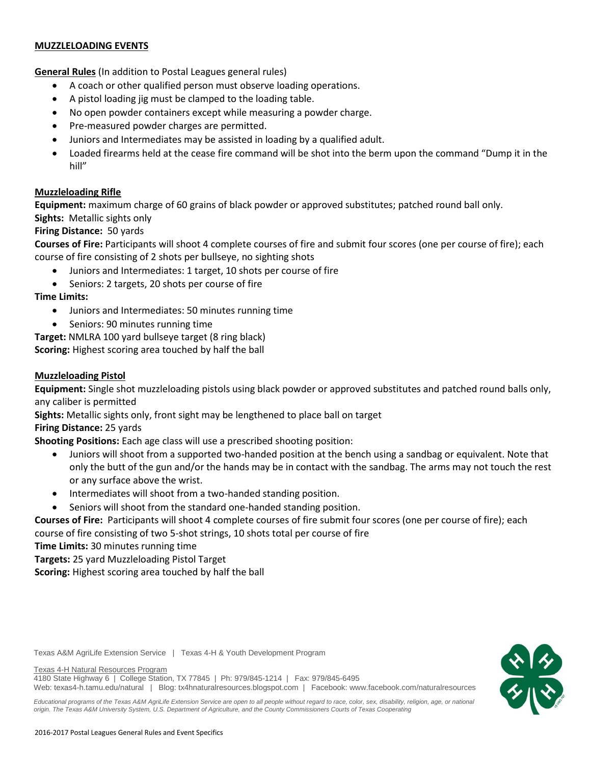## MUZZLELOADING EVENTS

**General Rules** (In addition to Postal Leagues general rules)

- A coach or other qualified person must observe loading operations.
- A pistol loading jig must be clamped to the loading table.
- No open powder containers except while measuring a powder charge.
- Pre-measured powder charges are permitted.
- Juniors and Intermediates may be assisted in loading by a qualified adult.
- Loaded firearms held at the cease fire command will be shot into the berm upon the command "Dump it in the hill"

### Muzzleloading Rifle

**Equipment:** maximum charge of 60 grains of black powder or approved substitutes; patched round ball only.

**Sights:** Metallic sights only

**Firing Distance:** 50 yards

**Courses of Fire:** Participants will shoot 4 complete courses of fire and submit four scores (one per course of fire); each course of fire consisting of 2 shots per bullseye, no sighting shots

- Juniors and Intermediates: 1 target, 10 shots per course of fire
- Seniors: 2 targets, 20 shots per course of fire

**Time Limits:**

- Juniors and Intermediates: 50 minutes running time
- Seniors: 90 minutes running time

**Target:** NMLRA 100 yard bullseye target (8 ring black)

**Scoring:** Highest scoring area touched by half the ball

### Muzzleloading Pistol

**Equipment:** Single shot muzzleloading pistols using black powder or approved substitutes and patched round balls only, any caliber is permitted

**Sights:** Metallic sights only, front sight may be lengthened to place ball on target

**Firing Distance:** 25 yards

**Shooting Positions:** Each age class will use a prescribed shooting position:

- Juniors will shoot from a supported two-handed position at the bench using a sandbag or equivalent. Note that only the butt of the gun and/or the hands may be in contact with the sandbag. The arms may not touch the rest or any surface above the wrist.
- Intermediates will shoot from a two-handed standing position.
- Seniors will shoot from the standard one-handed standing position.

**Courses of Fire:** Participants will shoot 4 complete courses of fire submit four scores (one per course of fire); each course of fire consisting of two 5-shot strings, 10 shots total per course of fire

**Time Limits:** 30 minutes running time

**Targets:** 25 yard Muzzleloading Pistol Target

**Scoring:** Highest scoring area touched by half the ball

Texas A&M AgriLife Extension Service | Texas 4-H & Youth Development Program

Texas 4-H Natural Resources Program
4180 State Highway 6 | College Station, TX 77845 | Ph: 979/845-1214 | Fax: 979/845-6495
Web: texas4-h.tamu.edu/natural | Blog: tx4hnaturalresources.blogspot.com | Facebook: www.facebook.com/naturalresources

*Educational programs of the Texas A&M AgriLife Extension Service are open to all people without regard to race, color, sex, disability, religion, age, or national origin. The Texas A&M University System, U.S. Department of Agriculture, and the County Commissioners Courts of Texas Cooperating*